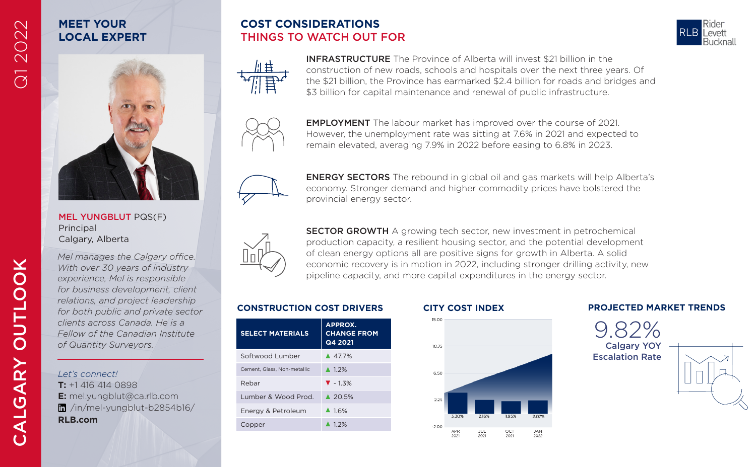# CALGARY OUTLOOK

Q1 2022

## MEET YOUR LOCAL EXPERT

**MEL YUNGBLUT** PQS(F)
Principal
Calgary, Alberta

*Mel manages the Calgary office. With over 30 years of industry experience, Mel is responsible for business development, client relations, and project leadership for both public and private sector clients across Canada. He is a Fellow of the Canadian Institute of Quantity Surveyors.*

*Let's connect!*
**T:** +1 416 414 0898
**E:** mel.yungblut@ca.rlb.com
/in/mel-yungblut-b2854b16/
**RLB.com**

## COST CONSIDERATIONS
## THINGS TO WATCH OUT FOR

**INFRASTRUCTURE** The Province of Alberta will invest $21 billion in the construction of new roads, schools and hospitals over the next three years. Of the $21 billion, the Province has earmarked $2.4 billion for roads and bridges and $3 billion for capital maintenance and renewal of public infrastructure.

**EMPLOYMENT** The labour market has improved over the course of 2021. However, the unemployment rate was sitting at 7.6% in 2021 and expected to remain elevated, averaging 7.9% in 2022 before easing to 6.8% in 2023.

**ENERGY SECTORS** The rebound in global oil and gas markets will help Alberta's economy. Stronger demand and higher commodity prices have bolstered the provincial energy sector.

**SECTOR GROWTH** A growing tech sector, new investment in petrochemical production capacity, a resilient housing sector, and the potential development of clean energy options all are positive signs for growth in Alberta. A solid economic recovery is in motion in 2022, including stronger drilling activity, new pipeline capacity, and more capital expenditures in the energy sector.

### CONSTRUCTION COST DRIVERS

| SELECT MATERIALS | APPROX. CHANGE FROM Q4 2021 |
|---|---|
| Softwood Lumber | ▲ 47.7% |
| Cement, Glass, Non-metallic | ▲ 1.2% |
| Rebar | ▼ - 1.3% |
| Lumber & Wood Prod. | ▲ 20.5% |
| Energy & Petroleum | ▲ 1.6% |
| Copper | ▲ 1.2% |

### CITY COST INDEX

| Period | Index |
|---|---|
| APR 2021 | 3.30% |
| JUL 2021 | 2.16% |
| OCT 2021 | 1.95% |
| JAN 2022 | 2.07% |

### PROJECTED MARKET TRENDS

9.82%
Calgary YOY Escalation Rate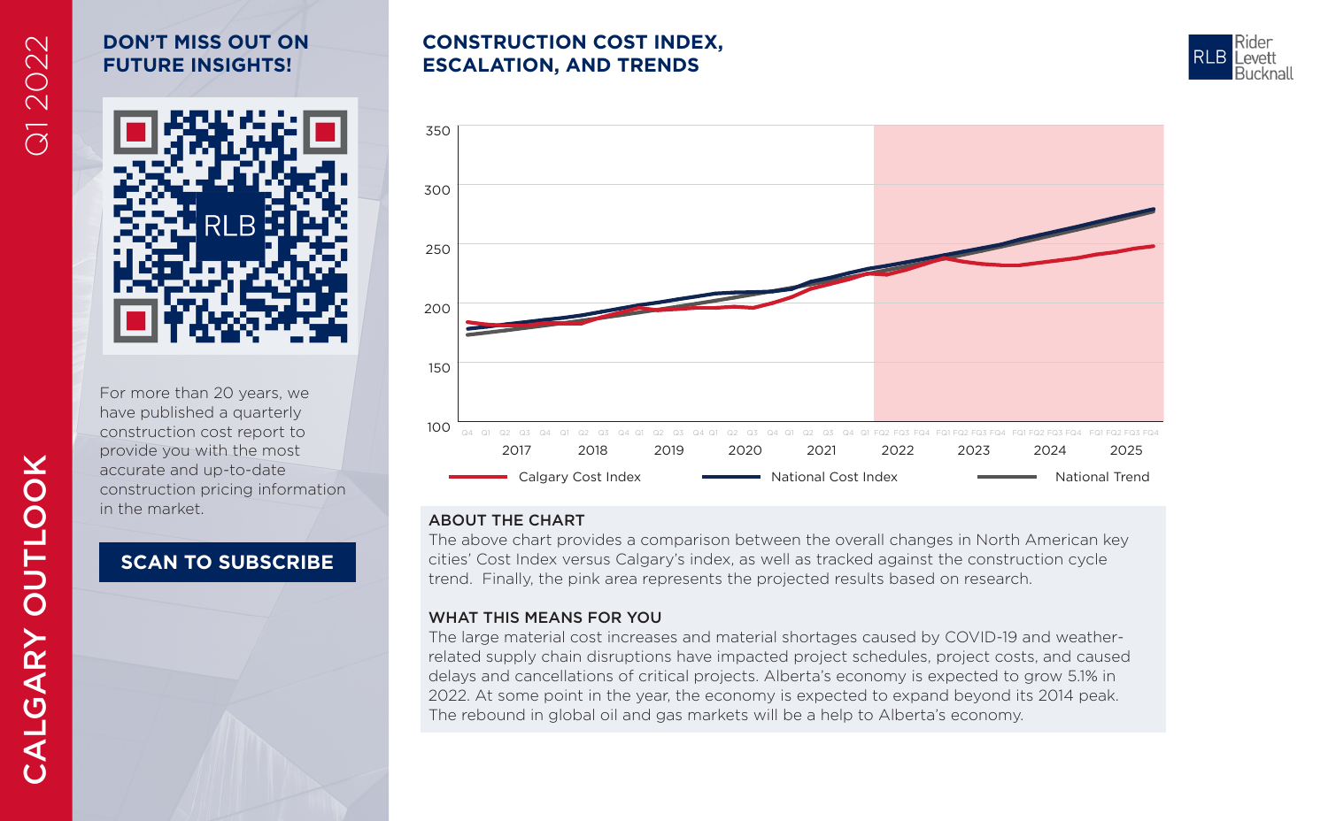Q1 2022

CALGARY OUTLOOK

## DON'T MISS OUT ON FUTURE INSIGHTS!

RLB

For more than 20 years, we have published a quarterly construction cost report to provide you with the most accurate and up-to-date construction pricing information in the market.

**SCAN TO SUBSCRIBE**

## CONSTRUCTION COST INDEX, ESCALATION, AND TRENDS

RLB Rider Levett Bucknall

350
300
250
200
150
100

Q4 Q1 Q2 Q3 Q4 Q1 Q2 Q3 Q4 Q1 Q2 Q3 Q4 Q1 Q2 Q3 Q4 Q1 Q2 Q3 Q4 Q1 FQ2 FQ3 FQ4 FQ1 FQ2 FQ3 FQ4 FQ1 FQ2 FQ3 FQ4 FQ1 FQ2 FQ3 FQ4

2017 2018 2019 2020 2021 2022 2023 2024 2025

Calgary Cost Index
National Cost Index
National Trend

### ABOUT THE CHART

The above chart provides a comparison between the overall changes in North American key cities' Cost Index versus Calgary's index, as well as tracked against the construction cycle trend. Finally, the pink area represents the projected results based on research.

### WHAT THIS MEANS FOR YOU

The large material cost increases and material shortages caused by COVID-19 and weather-related supply chain disruptions have impacted project schedules, project costs, and caused delays and cancellations of critical projects. Alberta's economy is expected to grow 5.1% in 2022. At some point in the year, the economy is expected to expand beyond its 2014 peak. The rebound in global oil and gas markets will be a help to Alberta's economy.